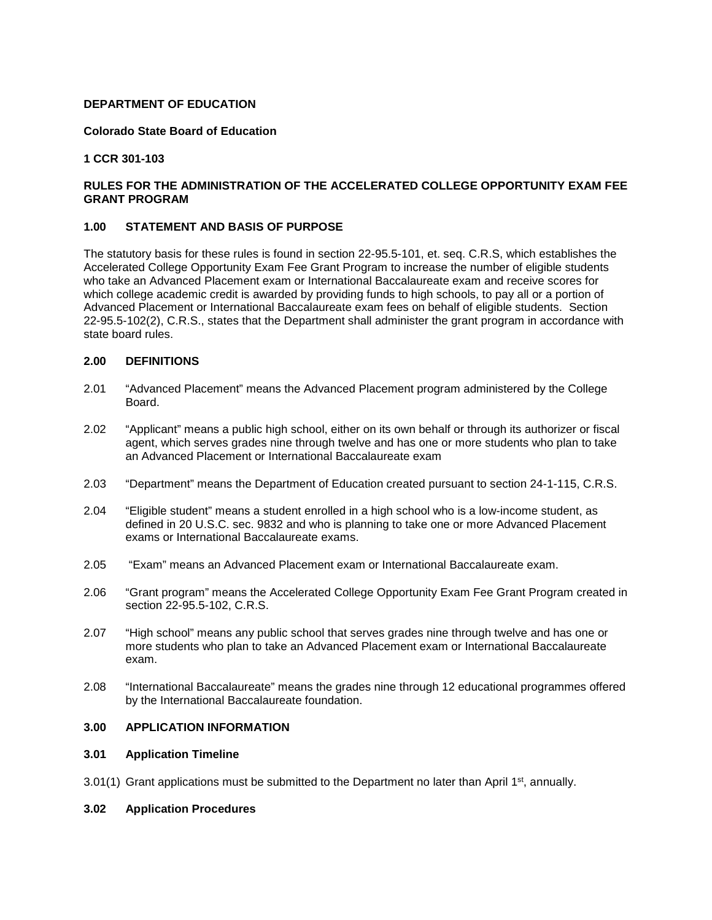**DEPARTMENT OF EDUCATION**

**Colorado State Board of Education**

**1 CCR 301-103**

**RULES FOR THE ADMINISTRATION OF THE ACCELERATED COLLEGE OPPORTUNITY EXAM FEE GRANT PROGRAM**

## 1.00 STATEMENT AND BASIS OF PURPOSE

The statutory basis for these rules is found in section 22-95.5-101, et. seq. C.R.S, which establishes the Accelerated College Opportunity Exam Fee Grant Program to increase the number of eligible students who take an Advanced Placement exam or International Baccalaureate exam and receive scores for which college academic credit is awarded by providing funds to high schools, to pay all or a portion of Advanced Placement or International Baccalaureate exam fees on behalf of eligible students. Section 22-95.5-102(2), C.R.S., states that the Department shall administer the grant program in accordance with state board rules.

## 2.00 DEFINITIONS

2.01 "Advanced Placement" means the Advanced Placement program administered by the College Board.

2.02 "Applicant" means a public high school, either on its own behalf or through its authorizer or fiscal agent, which serves grades nine through twelve and has one or more students who plan to take an Advanced Placement or International Baccalaureate exam

2.03 "Department" means the Department of Education created pursuant to section 24-1-115, C.R.S.

2.04 "Eligible student" means a student enrolled in a high school who is a low-income student, as defined in 20 U.S.C. sec. 9832 and who is planning to take one or more Advanced Placement exams or International Baccalaureate exams.

2.05 "Exam" means an Advanced Placement exam or International Baccalaureate exam.

2.06 "Grant program" means the Accelerated College Opportunity Exam Fee Grant Program created in section 22-95.5-102, C.R.S.

2.07 "High school" means any public school that serves grades nine through twelve and has one or more students who plan to take an Advanced Placement exam or International Baccalaureate exam.

2.08 "International Baccalaureate" means the grades nine through 12 educational programmes offered by the International Baccalaureate foundation.

## 3.00 APPLICATION INFORMATION

### 3.01 Application Timeline

3.01(1) Grant applications must be submitted to the Department no later than April 1st, annually.

### 3.02 Application Procedures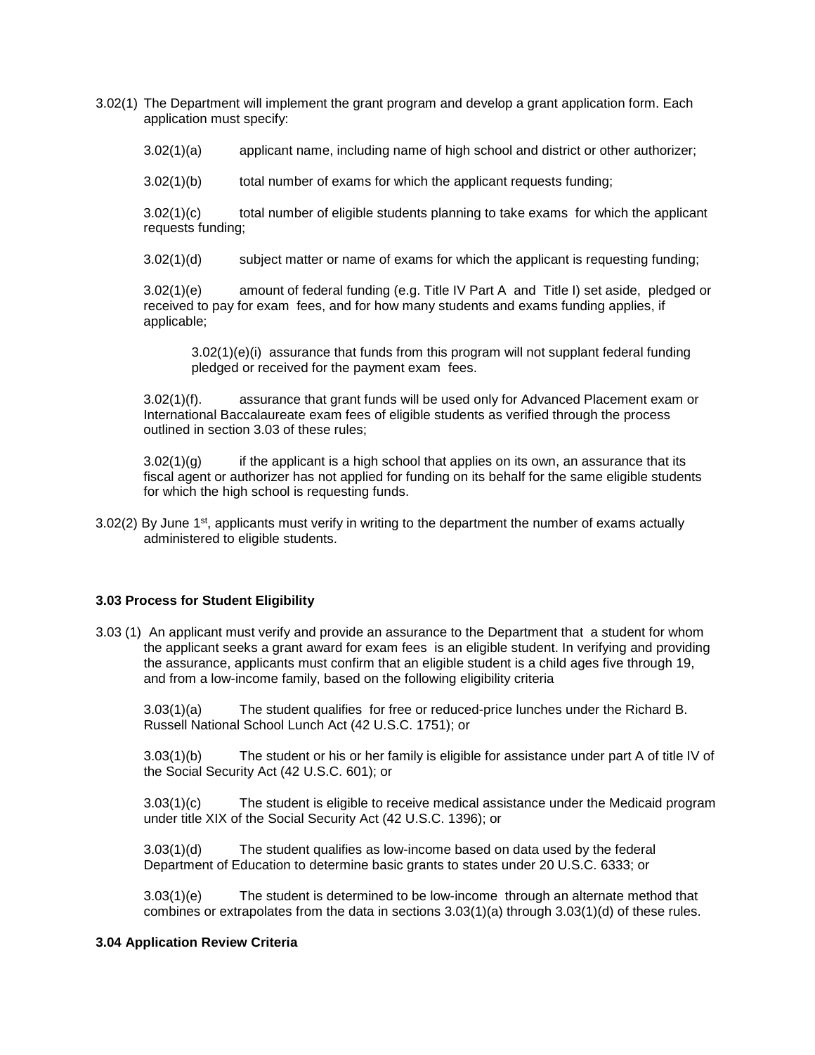3.02(1) The Department will implement the grant program and develop a grant application form. Each application must specify:

3.02(1)(a) applicant name, including name of high school and district or other authorizer;

3.02(1)(b) total number of exams for which the applicant requests funding;

3.02(1)(c) total number of eligible students planning to take exams for which the applicant requests funding;

3.02(1)(d) subject matter or name of exams for which the applicant is requesting funding;

3.02(1)(e) amount of federal funding (e.g. Title IV Part A and Title I) set aside, pledged or received to pay for exam fees, and for how many students and exams funding applies, if applicable;

3.02(1)(e)(i) assurance that funds from this program will not supplant federal funding pledged or received for the payment exam fees.

3.02(1)(f). assurance that grant funds will be used only for Advanced Placement exam or International Baccalaureate exam fees of eligible students as verified through the process outlined in section 3.03 of these rules;

3.02(1)(g) if the applicant is a high school that applies on its own, an assurance that its fiscal agent or authorizer has not applied for funding on its behalf for the same eligible students for which the high school is requesting funds.

3.02(2) By June 1st, applicants must verify in writing to the department the number of exams actually administered to eligible students.

**3.03 Process for Student Eligibility**

3.03 (1) An applicant must verify and provide an assurance to the Department that a student for whom the applicant seeks a grant award for exam fees is an eligible student. In verifying and providing the assurance, applicants must confirm that an eligible student is a child ages five through 19, and from a low-income family, based on the following eligibility criteria

3.03(1)(a) The student qualifies for free or reduced-price lunches under the Richard B. Russell National School Lunch Act (42 U.S.C. 1751); or

3.03(1)(b) The student or his or her family is eligible for assistance under part A of title IV of the Social Security Act (42 U.S.C. 601); or

3.03(1)(c) The student is eligible to receive medical assistance under the Medicaid program under title XIX of the Social Security Act (42 U.S.C. 1396); or

3.03(1)(d) The student qualifies as low-income based on data used by the federal Department of Education to determine basic grants to states under 20 U.S.C. 6333; or

3.03(1)(e) The student is determined to be low-income through an alternate method that combines or extrapolates from the data in sections 3.03(1)(a) through 3.03(1)(d) of these rules.

**3.04 Application Review Criteria**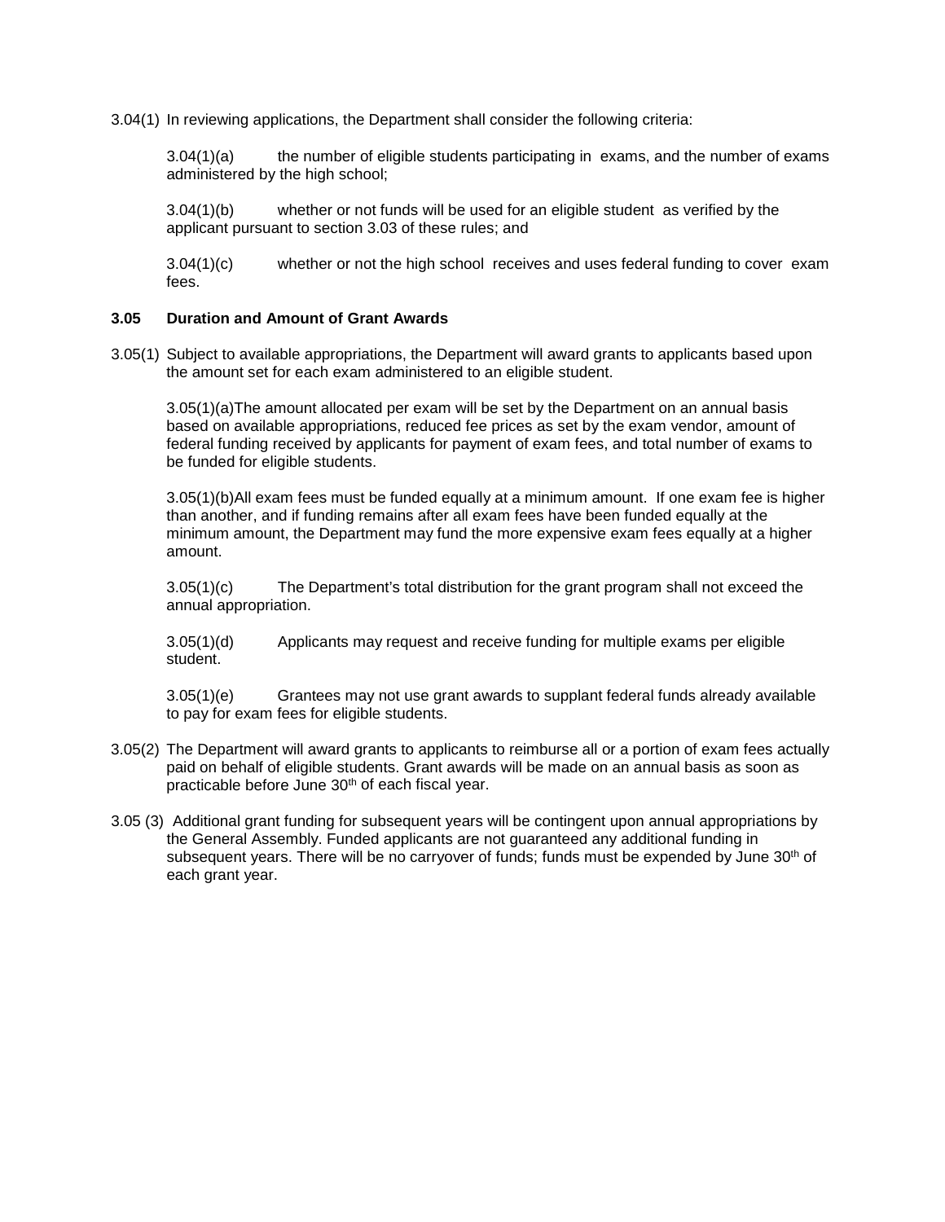3.04(1) In reviewing applications, the Department shall consider the following criteria:

3.04(1)(a) the number of eligible students participating in exams, and the number of exams administered by the high school;

3.04(1)(b) whether or not funds will be used for an eligible student as verified by the applicant pursuant to section 3.03 of these rules; and

3.04(1)(c) whether or not the high school receives and uses federal funding to cover exam fees.

**3.05 Duration and Amount of Grant Awards**

3.05(1) Subject to available appropriations, the Department will award grants to applicants based upon the amount set for each exam administered to an eligible student.

3.05(1)(a)The amount allocated per exam will be set by the Department on an annual basis based on available appropriations, reduced fee prices as set by the exam vendor, amount of federal funding received by applicants for payment of exam fees, and total number of exams to be funded for eligible students.

3.05(1)(b)All exam fees must be funded equally at a minimum amount. If one exam fee is higher than another, and if funding remains after all exam fees have been funded equally at the minimum amount, the Department may fund the more expensive exam fees equally at a higher amount.

3.05(1)(c) The Department's total distribution for the grant program shall not exceed the annual appropriation.

3.05(1)(d) Applicants may request and receive funding for multiple exams per eligible student.

3.05(1)(e) Grantees may not use grant awards to supplant federal funds already available to pay for exam fees for eligible students.

3.05(2) The Department will award grants to applicants to reimburse all or a portion of exam fees actually paid on behalf of eligible students. Grant awards will be made on an annual basis as soon as practicable before June 30th of each fiscal year.

3.05 (3) Additional grant funding for subsequent years will be contingent upon annual appropriations by the General Assembly. Funded applicants are not guaranteed any additional funding in subsequent years. There will be no carryover of funds; funds must be expended by June 30th of each grant year.